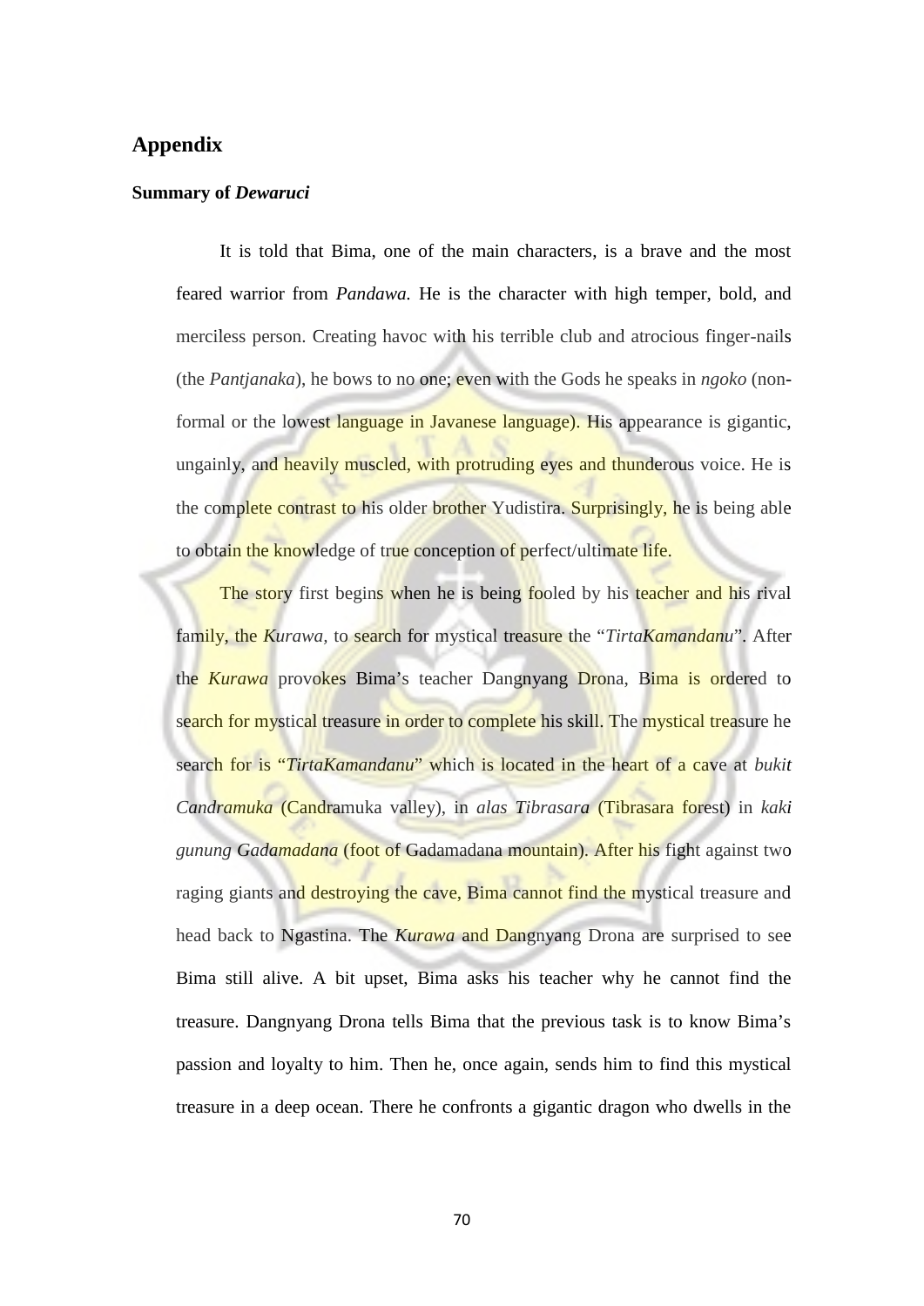# Appendix

## Summary of *Dewaruci*

It is told that Bima, one of the main characters, is a brave and the most feared warrior from *Pandawa.* He is the character with high temper, bold, and merciless person. Creating havoc with his terrible club and atrocious finger-nails (the *Pantjanaka*), he bows to no one; even with the Gods he speaks in *ngoko* (non-formal or the lowest language in Javanese language). His appearance is gigantic, ungainly, and heavily muscled, with protruding eyes and thunderous voice. He is the complete contrast to his older brother Yudistira. Surprisingly, he is being able to obtain the knowledge of true conception of perfect/ultimate life.

The story first begins when he is being fooled by his teacher and his rival family, the *Kurawa,* to search for mystical treasure the "*TirtaKamandanu*". After the *Kurawa* provokes Bima's teacher Dangnyang Drona, Bima is ordered to search for mystical treasure in order to complete his skill. The mystical treasure he search for is "*TirtaKamandanu*" which is located in the heart of a cave at *bukit Candramuka* (Candramuka valley), in *alas Tibrasara* (Tibrasara forest) in *kaki gunung Gadamadana* (foot of Gadamadana mountain). After his fight against two raging giants and destroying the cave, Bima cannot find the mystical treasure and head back to Ngastina. The *Kurawa* and Dangnyang Drona are surprised to see Bima still alive. A bit upset, Bima asks his teacher why he cannot find the treasure. Dangnyang Drona tells Bima that the previous task is to know Bima's passion and loyalty to him. Then he, once again, sends him to find this mystical treasure in a deep ocean. There he confronts a gigantic dragon who dwells in the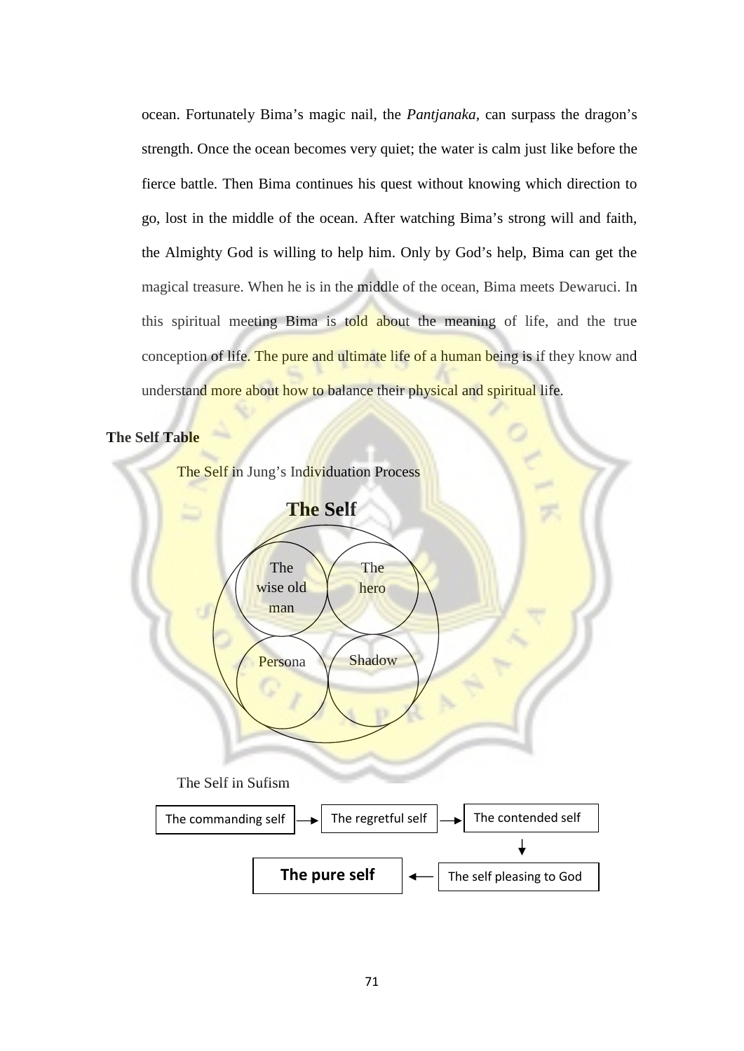ocean. Fortunately Bima's magic nail, the *Pantjanaka*, can surpass the dragon's strength. Once the ocean becomes very quiet; the water is calm just like before the fierce battle. Then Bima continues his quest without knowing which direction to go, lost in the middle of the ocean. After watching Bima's strong will and faith, the Almighty God is willing to help him. Only by God's help, Bima can get the magical treasure. When he is in the middle of the ocean, Bima meets Dewaruci. In this spiritual meeting Bima is told about the meaning of life, and the true conception of life. The pure and ultimate life of a human being is if they know and understand more about how to balance their physical and spiritual life.

**The Self Table**

The Self in Jung's Individuation Process

**The Self**

The wise old man

The hero

Persona

Shadow

The Self in Sufism

The commanding self → The regretful self → The contended self

↓

**The pure self** ← The self pleasing to God